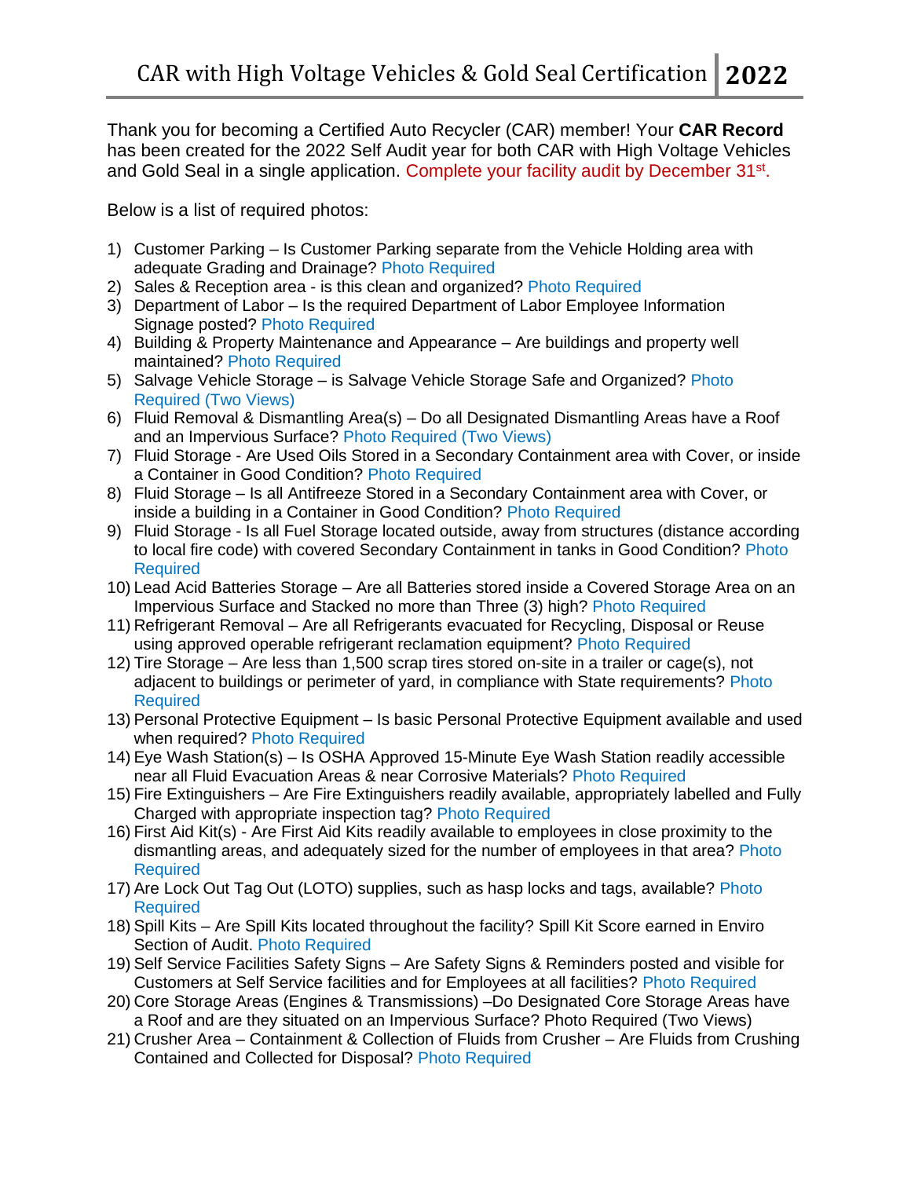# CAR with High Voltage Vehicles & Gold Seal Certification 2022

Thank you for becoming a Certified Auto Recycler (CAR) member! Your **CAR Record** has been created for the 2022 Self Audit year for both CAR with High Voltage Vehicles and Gold Seal in a single application. Complete your facility audit by December 31st.

Below is a list of required photos:

1) Customer Parking – Is Customer Parking separate from the Vehicle Holding area with adequate Grading and Drainage? Photo Required
2) Sales & Reception area - is this clean and organized? Photo Required
3) Department of Labor – Is the required Department of Labor Employee Information Signage posted? Photo Required
4) Building & Property Maintenance and Appearance – Are buildings and property well maintained? Photo Required
5) Salvage Vehicle Storage – is Salvage Vehicle Storage Safe and Organized? Photo Required (Two Views)
6) Fluid Removal & Dismantling Area(s) – Do all Designated Dismantling Areas have a Roof and an Impervious Surface? Photo Required (Two Views)
7) Fluid Storage - Are Used Oils Stored in a Secondary Containment area with Cover, or inside a Container in Good Condition? Photo Required
8) Fluid Storage – Is all Antifreeze Stored in a Secondary Containment area with Cover, or inside a building in a Container in Good Condition? Photo Required
9) Fluid Storage - Is all Fuel Storage located outside, away from structures (distance according to local fire code) with covered Secondary Containment in tanks in Good Condition? Photo Required
10) Lead Acid Batteries Storage – Are all Batteries stored inside a Covered Storage Area on an Impervious Surface and Stacked no more than Three (3) high? Photo Required
11) Refrigerant Removal – Are all Refrigerants evacuated for Recycling, Disposal or Reuse using approved operable refrigerant reclamation equipment? Photo Required
12) Tire Storage – Are less than 1,500 scrap tires stored on-site in a trailer or cage(s), not adjacent to buildings or perimeter of yard, in compliance with State requirements? Photo Required
13) Personal Protective Equipment – Is basic Personal Protective Equipment available and used when required? Photo Required
14) Eye Wash Station(s) – Is OSHA Approved 15-Minute Eye Wash Station readily accessible near all Fluid Evacuation Areas & near Corrosive Materials? Photo Required
15) Fire Extinguishers – Are Fire Extinguishers readily available, appropriately labelled and Fully Charged with appropriate inspection tag? Photo Required
16) First Aid Kit(s) - Are First Aid Kits readily available to employees in close proximity to the dismantling areas, and adequately sized for the number of employees in that area? Photo Required
17) Are Lock Out Tag Out (LOTO) supplies, such as hasp locks and tags, available? Photo Required
18) Spill Kits – Are Spill Kits located throughout the facility? Spill Kit Score earned in Enviro Section of Audit. Photo Required
19) Self Service Facilities Safety Signs – Are Safety Signs & Reminders posted and visible for Customers at Self Service facilities and for Employees at all facilities? Photo Required
20) Core Storage Areas (Engines & Transmissions) –Do Designated Core Storage Areas have a Roof and are they situated on an Impervious Surface? Photo Required (Two Views)
21) Crusher Area – Containment & Collection of Fluids from Crusher – Are Fluids from Crushing Contained and Collected for Disposal? Photo Required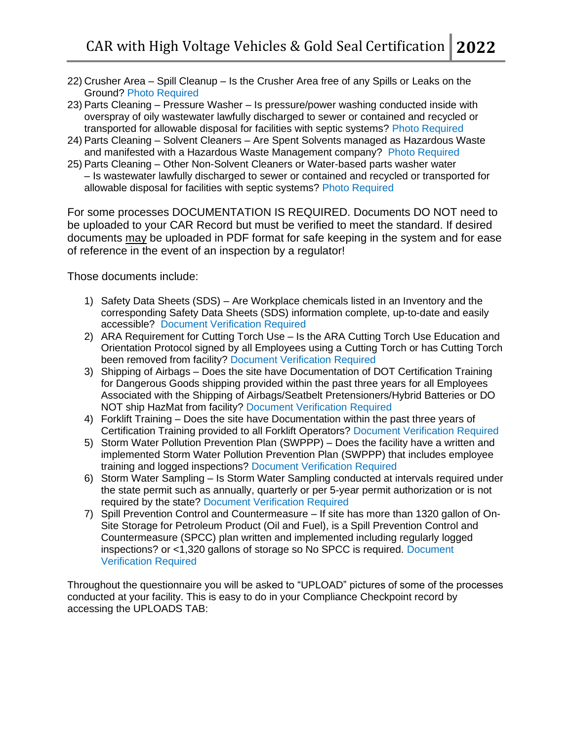22) Crusher Area – Spill Cleanup – Is the Crusher Area free of any Spills or Leaks on the Ground? Photo Required
23) Parts Cleaning – Pressure Washer – Is pressure/power washing conducted inside with overspray of oily wastewater lawfully discharged to sewer or contained and recycled or transported for allowable disposal for facilities with septic systems? Photo Required
24) Parts Cleaning – Solvent Cleaners – Are Spent Solvents managed as Hazardous Waste and manifested with a Hazardous Waste Management company? Photo Required
25) Parts Cleaning – Other Non-Solvent Cleaners or Water-based parts washer water – Is wastewater lawfully discharged to sewer or contained and recycled or transported for allowable disposal for facilities with septic systems? Photo Required

For some processes DOCUMENTATION IS REQUIRED. Documents DO NOT need to be uploaded to your CAR Record but must be verified to meet the standard. If desired documents <u>may</u> be uploaded in PDF format for safe keeping in the system and for ease of reference in the event of an inspection by a regulator!

Those documents include:

1) Safety Data Sheets (SDS) – Are Workplace chemicals listed in an Inventory and the corresponding Safety Data Sheets (SDS) information complete, up-to-date and easily accessible? Document Verification Required
2) ARA Requirement for Cutting Torch Use – Is the ARA Cutting Torch Use Education and Orientation Protocol signed by all Employees using a Cutting Torch or has Cutting Torch been removed from facility? Document Verification Required
3) Shipping of Airbags – Does the site have Documentation of DOT Certification Training for Dangerous Goods shipping provided within the past three years for all Employees Associated with the Shipping of Airbags/Seatbelt Pretensioners/Hybrid Batteries or DO NOT ship HazMat from facility? Document Verification Required
4) Forklift Training – Does the site have Documentation within the past three years of Certification Training provided to all Forklift Operators? Document Verification Required
5) Storm Water Pollution Prevention Plan (SWPPP) – Does the facility have a written and implemented Storm Water Pollution Prevention Plan (SWPPP) that includes employee training and logged inspections? Document Verification Required
6) Storm Water Sampling – Is Storm Water Sampling conducted at intervals required under the state permit such as annually, quarterly or per 5-year permit authorization or is not required by the state? Document Verification Required
7) Spill Prevention Control and Countermeasure – If site has more than 1320 gallon of On-Site Storage for Petroleum Product (Oil and Fuel), is a Spill Prevention Control and Countermeasure (SPCC) plan written and implemented including regularly logged inspections? or <1,320 gallons of storage so No SPCC is required. Document Verification Required

Throughout the questionnaire you will be asked to “UPLOAD” pictures of some of the processes conducted at your facility. This is easy to do in your Compliance Checkpoint record by accessing the UPLOADS TAB: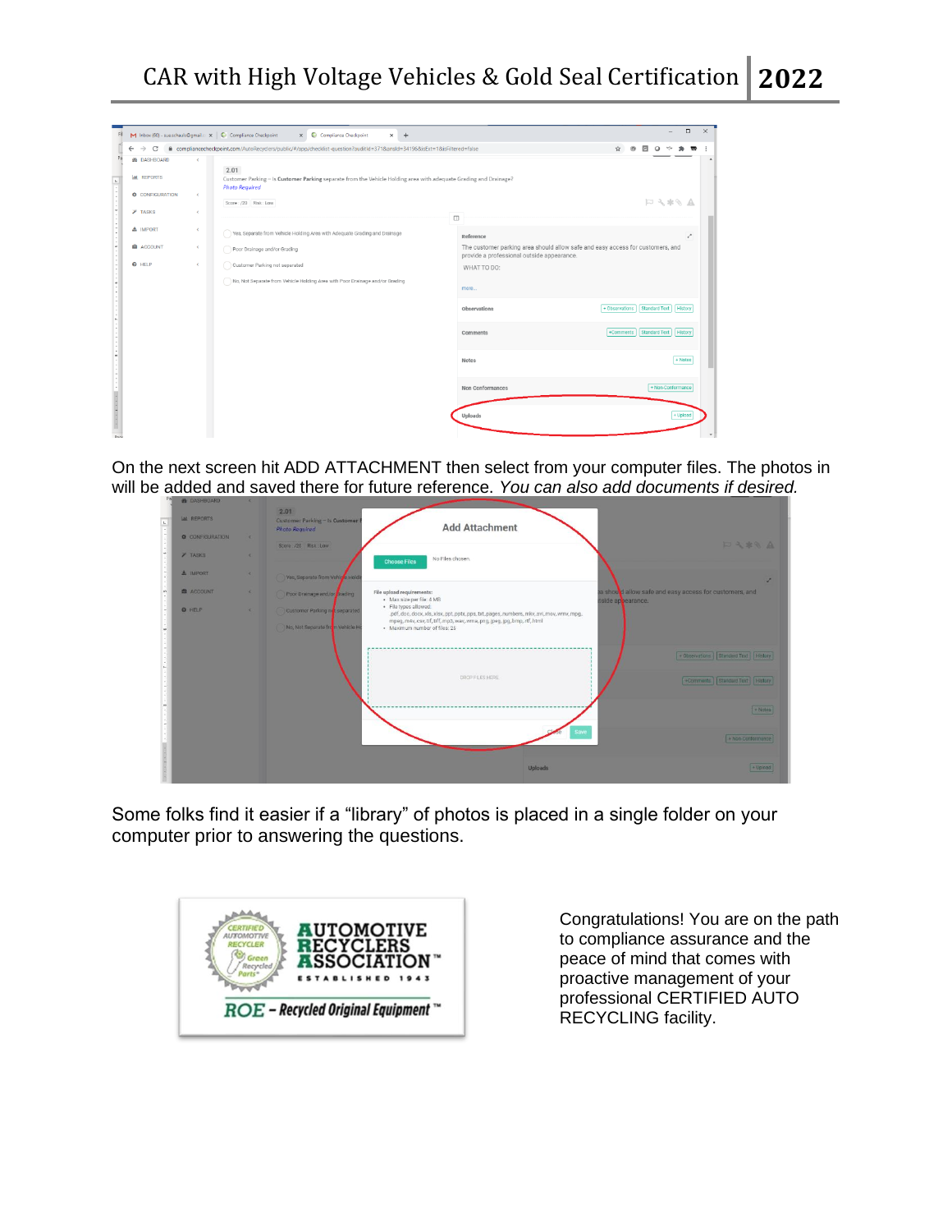On the next screen hit ADD ATTACHMENT then select from your computer files. The photos in will be added and saved there for future reference. *You can also add documents if desired.*

Some folks find it easier if a "library" of photos is placed in a single folder on your computer prior to answering the questions.

Congratulations! You are on the path to compliance assurance and the peace of mind that comes with proactive management of your professional CERTIFIED AUTO RECYCLING facility.